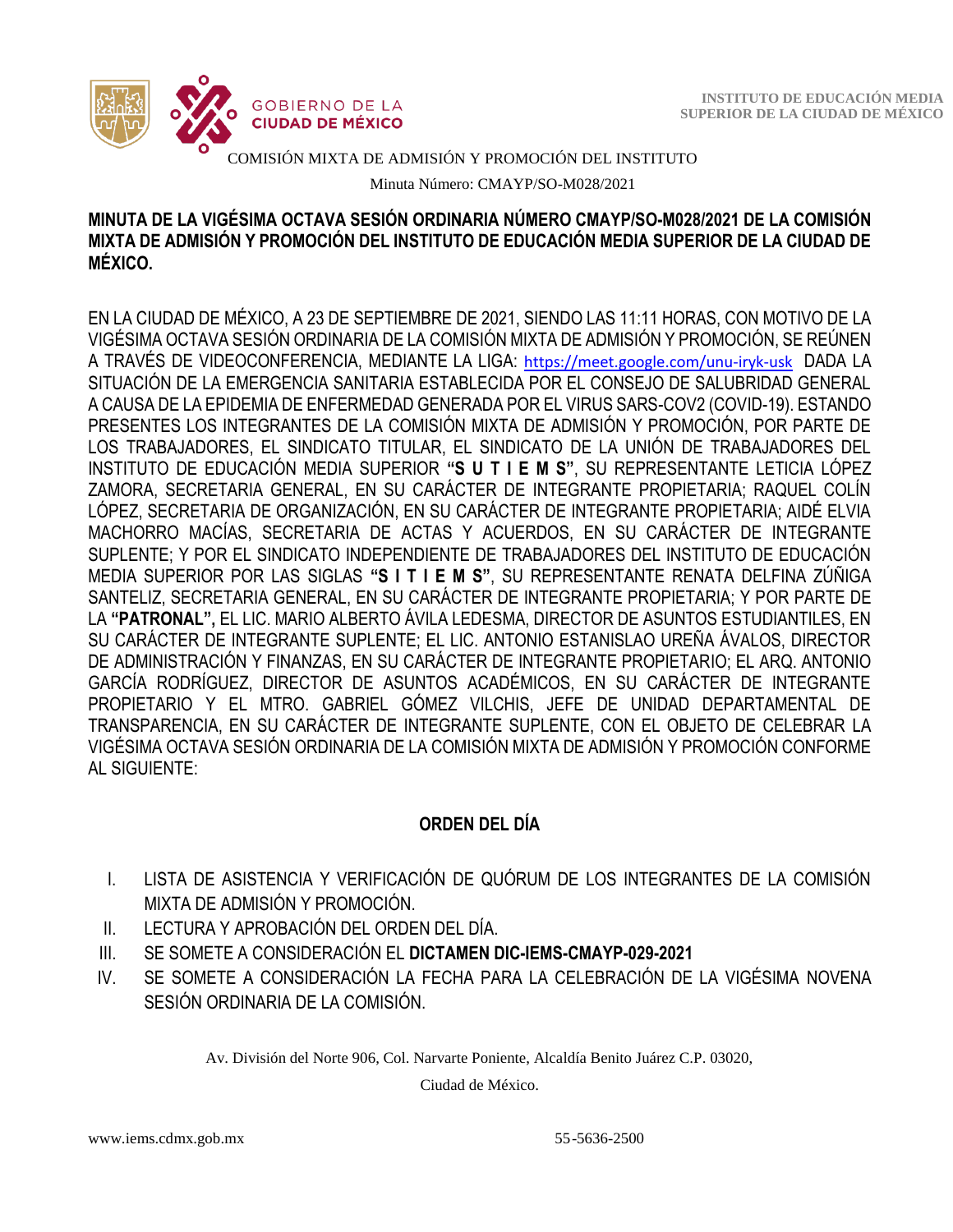COMISIÓN MIXTA DE ADMISIÓN Y PROMOCIÓN DEL INSTITUTO

Minuta Número: CMAYP/SO-M028/2021

**MINUTA DE LA VIGÉSIMA OCTAVA SESIÓN ORDINARIA NÚMERO CMAYP/SO-M028/2021 DE LA COMISIÓN MIXTA DE ADMISIÓN Y PROMOCIÓN DEL INSTITUTO DE EDUCACIÓN MEDIA SUPERIOR DE LA CIUDAD DE MÉXICO.**

EN LA CIUDAD DE MÉXICO, A 23 DE SEPTIEMBRE DE 2021, SIENDO LAS 11:11 HORAS, CON MOTIVO DE LA VIGÉSIMA OCTAVA SESIÓN ORDINARIA DE LA COMISIÓN MIXTA DE ADMISIÓN Y PROMOCIÓN, SE REÚNEN A TRAVÉS DE VIDEOCONFERENCIA, MEDIANTE LA LIGA: https://meet.google.com/unu-iryk-usk DADA LA SITUACIÓN DE LA EMERGENCIA SANITARIA ESTABLECIDA POR EL CONSEJO DE SALUBRIDAD GENERAL A CAUSA DE LA EPIDEMIA DE ENFERMEDAD GENERADA POR EL VIRUS SARS-COV2 (COVID-19). ESTANDO PRESENTES LOS INTEGRANTES DE LA COMISIÓN MIXTA DE ADMISIÓN Y PROMOCIÓN, POR PARTE DE LOS TRABAJADORES, EL SINDICATO TITULAR, EL SINDICATO DE LA UNIÓN DE TRABAJADORES DEL INSTITUTO DE EDUCACIÓN MEDIA SUPERIOR **"S U T I E M S"**, SU REPRESENTANTE LETICIA LÓPEZ ZAMORA, SECRETARIA GENERAL, EN SU CARÁCTER DE INTEGRANTE PROPIETARIA; RAQUEL COLÍN LÓPEZ, SECRETARIA DE ORGANIZACIÓN, EN SU CARÁCTER DE INTEGRANTE PROPIETARIA; AIDÉ ELVIA MACHORRO MACÍAS, SECRETARIA DE ACTAS Y ACUERDOS, EN SU CARÁCTER DE INTEGRANTE SUPLENTE; Y POR EL SINDICATO INDEPENDIENTE DE TRABAJADORES DEL INSTITUTO DE EDUCACIÓN MEDIA SUPERIOR POR LAS SIGLAS **"S I T I E M S"**, SU REPRESENTANTE RENATA DELFINA ZÚÑIGA SANTELIZ, SECRETARIA GENERAL, EN SU CARÁCTER DE INTEGRANTE PROPIETARIA; Y POR PARTE DE LA **"PATRONAL",** EL LIC. MARIO ALBERTO ÁVILA LEDESMA, DIRECTOR DE ASUNTOS ESTUDIANTILES, EN SU CARÁCTER DE INTEGRANTE SUPLENTE; EL LIC. ANTONIO ESTANISLAO UREÑA ÁVALOS, DIRECTOR DE ADMINISTRACIÓN Y FINANZAS, EN SU CARÁCTER DE INTEGRANTE PROPIETARIO; EL ARQ. ANTONIO GARCÍA RODRÍGUEZ, DIRECTOR DE ASUNTOS ACADÉMICOS, EN SU CARÁCTER DE INTEGRANTE PROPIETARIO Y EL MTRO. GABRIEL GÓMEZ VILCHIS, JEFE DE UNIDAD DEPARTAMENTAL DE TRANSPARENCIA, EN SU CARÁCTER DE INTEGRANTE SUPLENTE, CON EL OBJETO DE CELEBRAR LA VIGÉSIMA OCTAVA SESIÓN ORDINARIA DE LA COMISIÓN MIXTA DE ADMISIÓN Y PROMOCIÓN CONFORME AL SIGUIENTE:

## ORDEN DEL DÍA

I. LISTA DE ASISTENCIA Y VERIFICACIÓN DE QUÓRUM DE LOS INTEGRANTES DE LA COMISIÓN MIXTA DE ADMISIÓN Y PROMOCIÓN.

II. LECTURA Y APROBACIÓN DEL ORDEN DEL DÍA.

III. SE SOMETE A CONSIDERACIÓN EL **DICTAMEN DIC-IEMS-CMAYP-029-2021**

IV. SE SOMETE A CONSIDERACIÓN LA FECHA PARA LA CELEBRACIÓN DE LA VIGÉSIMA NOVENA SESIÓN ORDINARIA DE LA COMISIÓN.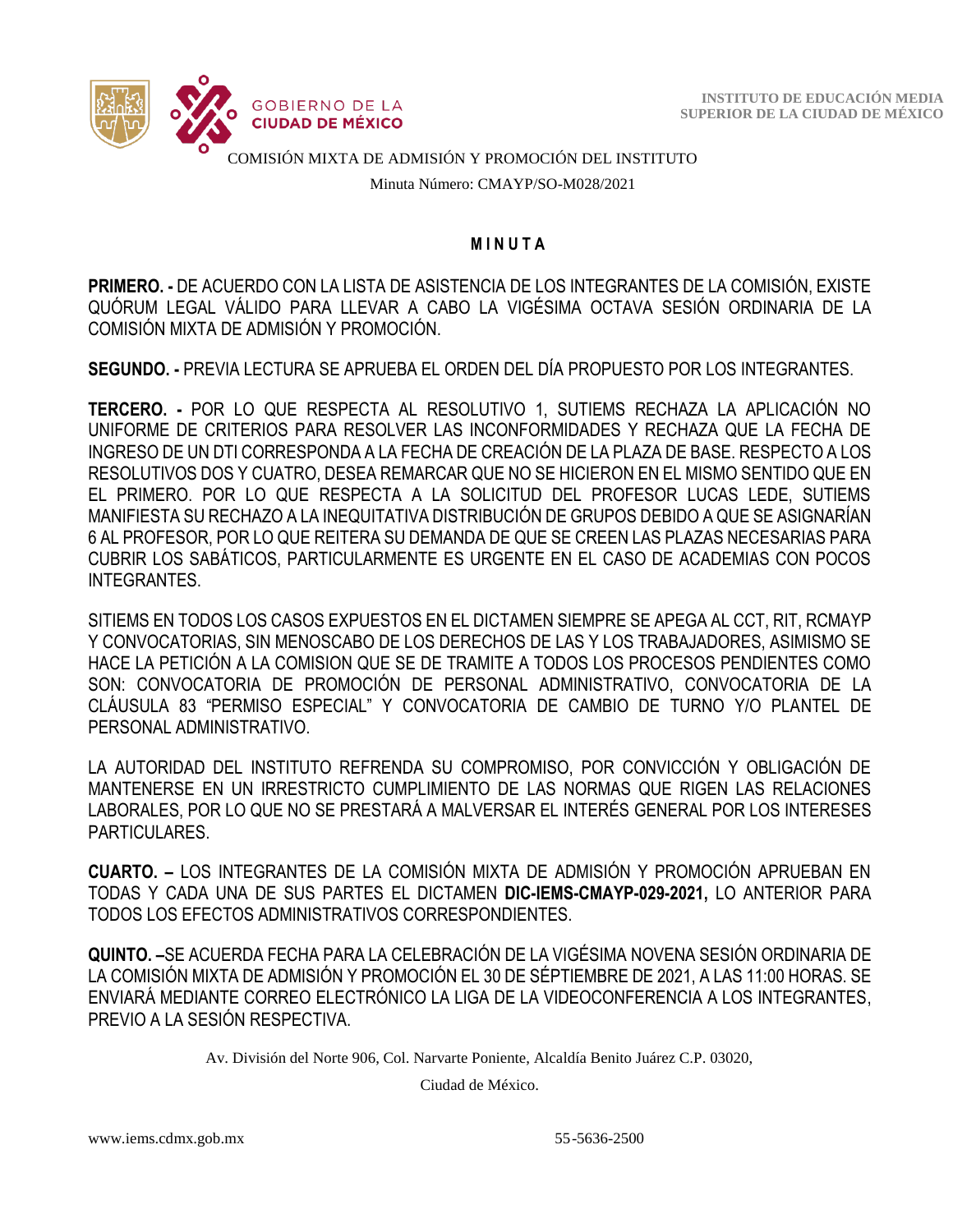COMISIÓN MIXTA DE ADMISIÓN Y PROMOCIÓN DEL INSTITUTO

Minuta Número: CMAYP/SO-M028/2021

# M I N U T A

**PRIMERO. -** DE ACUERDO CON LA LISTA DE ASISTENCIA DE LOS INTEGRANTES DE LA COMISIÓN, EXISTE QUÓRUM LEGAL VÁLIDO PARA LLEVAR A CABO LA VIGÉSIMA OCTAVA SESIÓN ORDINARIA DE LA COMISIÓN MIXTA DE ADMISIÓN Y PROMOCIÓN.

**SEGUNDO. -** PREVIA LECTURA SE APRUEBA EL ORDEN DEL DÍA PROPUESTO POR LOS INTEGRANTES.

**TERCERO. -** POR LO QUE RESPECTA AL RESOLUTIVO 1, SUTIEMS RECHAZA LA APLICACIÓN NO UNIFORME DE CRITERIOS PARA RESOLVER LAS INCONFORMIDADES Y RECHAZA QUE LA FECHA DE INGRESO DE UN DTI CORRESPONDA A LA FECHA DE CREACIÓN DE LA PLAZA DE BASE. RESPECTO A LOS RESOLUTIVOS DOS Y CUATRO, DESEA REMARCAR QUE NO SE HICIERON EN EL MISMO SENTIDO QUE EN EL PRIMERO. POR LO QUE RESPECTA A LA SOLICITUD DEL PROFESOR LUCAS LEDE, SUTIEMS MANIFIESTA SU RECHAZO A LA INEQUITATIVA DISTRIBUCIÓN DE GRUPOS DEBIDO A QUE SE ASIGNARÍAN 6 AL PROFESOR, POR LO QUE REITERA SU DEMANDA DE QUE SE CREEN LAS PLAZAS NECESARIAS PARA CUBRIR LOS SABÁTICOS, PARTICULARMENTE ES URGENTE EN EL CASO DE ACADEMIAS CON POCOS INTEGRANTES.

SITIEMS EN TODOS LOS CASOS EXPUESTOS EN EL DICTAMEN SIEMPRE SE APEGA AL CCT, RIT, RCMAYP Y CONVOCATORIAS, SIN MENOSCABO DE LOS DERECHOS DE LAS Y LOS TRABAJADORES, ASIMISMO SE HACE LA PETICIÓN A LA COMISION QUE SE DE TRAMITE A TODOS LOS PROCESOS PENDIENTES COMO SON: CONVOCATORIA DE PROMOCIÓN DE PERSONAL ADMINISTRATIVO, CONVOCATORIA DE LA CLÁUSULA 83 "PERMISO ESPECIAL" Y CONVOCATORIA DE CAMBIO DE TURNO Y/O PLANTEL DE PERSONAL ADMINISTRATIVO.

LA AUTORIDAD DEL INSTITUTO REFRENDA SU COMPROMISO, POR CONVICCIÓN Y OBLIGACIÓN DE MANTENERSE EN UN IRRESTRICTO CUMPLIMIENTO DE LAS NORMAS QUE RIGEN LAS RELACIONES LABORALES, POR LO QUE NO SE PRESTARÁ A MALVERSAR EL INTERÉS GENERAL POR LOS INTERESES PARTICULARES.

**CUARTO. –** LOS INTEGRANTES DE LA COMISIÓN MIXTA DE ADMISIÓN Y PROMOCIÓN APRUEBAN EN TODAS Y CADA UNA DE SUS PARTES EL DICTAMEN **DIC-IEMS-CMAYP-029-2021,** LO ANTERIOR PARA TODOS LOS EFECTOS ADMINISTRATIVOS CORRESPONDIENTES.

**QUINTO. –**SE ACUERDA FECHA PARA LA CELEBRACIÓN DE LA VIGÉSIMA NOVENA SESIÓN ORDINARIA DE LA COMISIÓN MIXTA DE ADMISIÓN Y PROMOCIÓN EL 30 DE SÉPTIEMBRE DE 2021, A LAS 11:00 HORAS. SE ENVIARÁ MEDIANTE CORREO ELECTRÓNICO LA LIGA DE LA VIDEOCONFERENCIA A LOS INTEGRANTES, PREVIO A LA SESIÓN RESPECTIVA.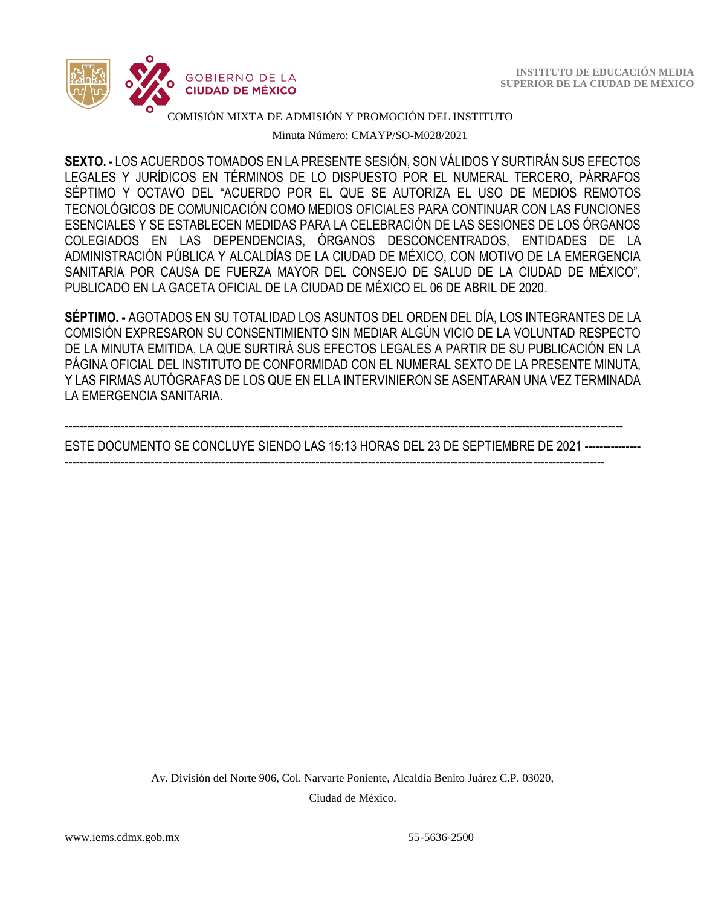**SEXTO. -** LOS ACUERDOS TOMADOS EN LA PRESENTE SESIÓN, SON VÁLIDOS Y SURTIRÁN SUS EFECTOS LEGALES Y JURÍDICOS EN TÉRMINOS DE LO DISPUESTO POR EL NUMERAL TERCERO, PÁRRAFOS SÉPTIMO Y OCTAVO DEL "ACUERDO POR EL QUE SE AUTORIZA EL USO DE MEDIOS REMOTOS TECNOLÓGICOS DE COMUNICACIÓN COMO MEDIOS OFICIALES PARA CONTINUAR CON LAS FUNCIONES ESENCIALES Y SE ESTABLECEN MEDIDAS PARA LA CELEBRACIÓN DE LAS SESIONES DE LOS ÓRGANOS COLEGIADOS EN LAS DEPENDENCIAS, ÓRGANOS DESCONCENTRADOS, ENTIDADES DE LA ADMINISTRACIÓN PÚBLICA Y ALCALDÍAS DE LA CIUDAD DE MÉXICO, CON MOTIVO DE LA EMERGENCIA SANITARIA POR CAUSA DE FUERZA MAYOR DEL CONSEJO DE SALUD DE LA CIUDAD DE MÉXICO", PUBLICADO EN LA GACETA OFICIAL DE LA CIUDAD DE MÉXICO EL 06 DE ABRIL DE 2020.

**SÉPTIMO. -** AGOTADOS EN SU TOTALIDAD LOS ASUNTOS DEL ORDEN DEL DÍA, LOS INTEGRANTES DE LA COMISIÓN EXPRESARON SU CONSENTIMIENTO SIN MEDIAR ALGÚN VICIO DE LA VOLUNTAD RESPECTO DE LA MINUTA EMITIDA, LA QUE SURTIRÁ SUS EFECTOS LEGALES A PARTIR DE SU PUBLICACIÓN EN LA PÁGINA OFICIAL DEL INSTITUTO DE CONFORMIDAD CON EL NUMERAL SEXTO DE LA PRESENTE MINUTA, Y LAS FIRMAS AUTÓGRAFAS DE LOS QUE EN ELLA INTERVINIERON SE ASENTARAN UNA VEZ TERMINADA LA EMERGENCIA SANITARIA.

-----------------------------------------------------------------------------------------------------------------------------------------

ESTE DOCUMENTO SE CONCLUYE SIENDO LAS 15:13 HORAS DEL 23 DE SEPTIEMBRE DE 2021 ---------------

-----------------------------------------------------------------------------------------------------------------------------------------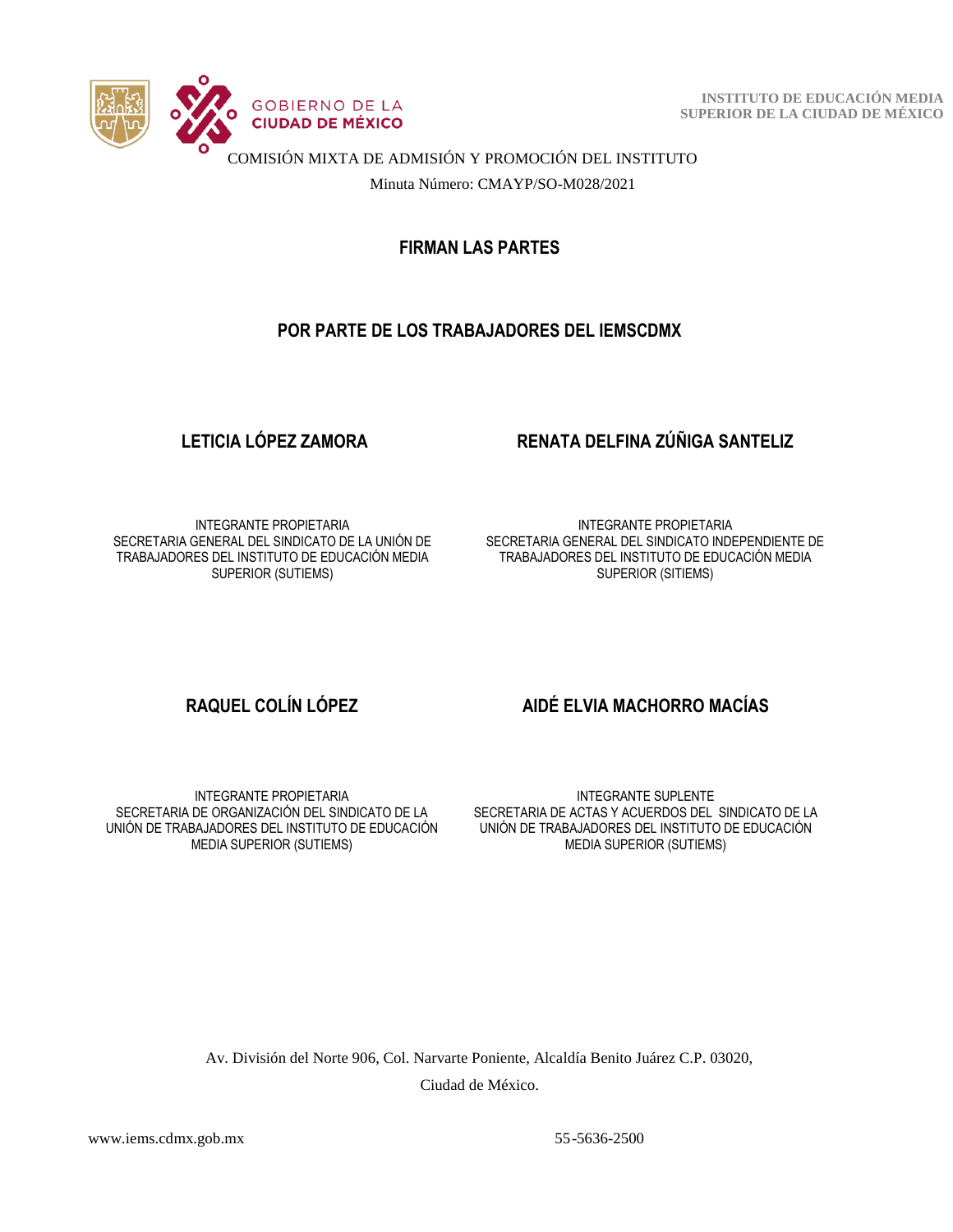COMISIÓN MIXTA DE ADMISIÓN Y PROMOCIÓN DEL INSTITUTO

Minuta Número: CMAYP/SO-M028/2021

## FIRMAN LAS PARTES

## POR PARTE DE LOS TRABAJADORES DEL IEMSCDMX

**LETICIA LÓPEZ ZAMORA**

INTEGRANTE PROPIETARIA
SECRETARIA GENERAL DEL SINDICATO DE LA UNIÓN DE TRABAJADORES DEL INSTITUTO DE EDUCACIÓN MEDIA SUPERIOR (SUTIEMS)

**RENATA DELFINA ZÚÑIGA SANTELIZ**

INTEGRANTE PROPIETARIA
SECRETARIA GENERAL DEL SINDICATO INDEPENDIENTE DE TRABAJADORES DEL INSTITUTO DE EDUCACIÓN MEDIA SUPERIOR (SITIEMS)

**RAQUEL COLÍN LÓPEZ**

INTEGRANTE PROPIETARIA
SECRETARIA DE ORGANIZACIÓN DEL SINDICATO DE LA UNIÓN DE TRABAJADORES DEL INSTITUTO DE EDUCACIÓN MEDIA SUPERIOR (SUTIEMS)

**AIDÉ ELVIA MACHORRO MACÍAS**

INTEGRANTE SUPLENTE
SECRETARIA DE ACTAS Y ACUERDOS DEL SINDICATO DE LA UNIÓN DE TRABAJADORES DEL INSTITUTO DE EDUCACIÓN MEDIA SUPERIOR (SUTIEMS)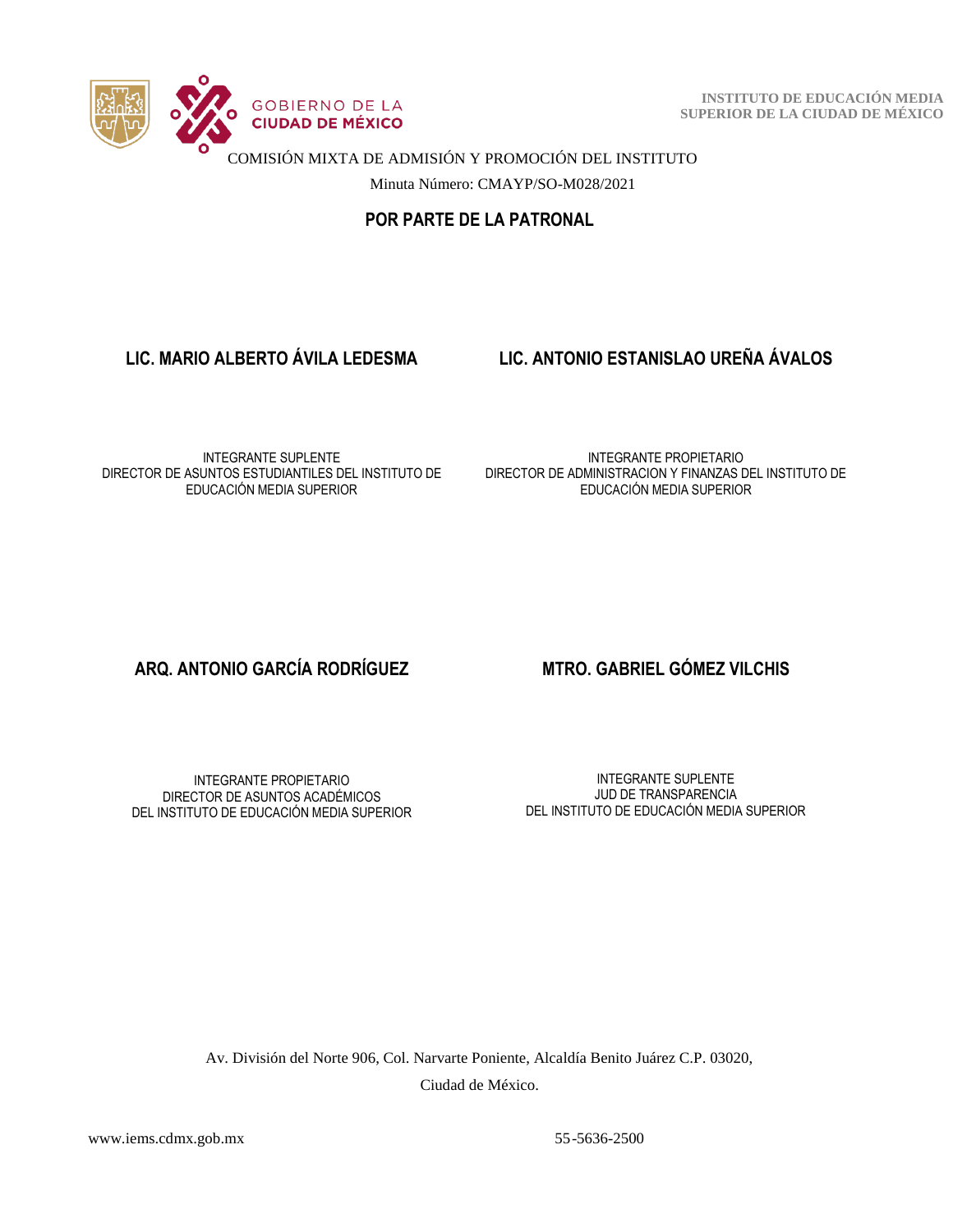COMISIÓN MIXTA DE ADMISIÓN Y PROMOCIÓN DEL INSTITUTO

Minuta Número: CMAYP/SO-M028/2021

**POR PARTE DE LA PATRONAL**

**LIC. MARIO ALBERTO ÁVILA LEDESMA**

INTEGRANTE SUPLENTE
DIRECTOR DE ASUNTOS ESTUDIANTILES DEL INSTITUTO DE EDUCACIÓN MEDIA SUPERIOR

**LIC. ANTONIO ESTANISLAO UREÑA ÁVALOS**

INTEGRANTE PROPIETARIO
DIRECTOR DE ADMINISTRACION Y FINANZAS DEL INSTITUTO DE EDUCACIÓN MEDIA SUPERIOR

**ARQ. ANTONIO GARCÍA RODRÍGUEZ**

INTEGRANTE PROPIETARIO
DIRECTOR DE ASUNTOS ACADÉMICOS
DEL INSTITUTO DE EDUCACIÓN MEDIA SUPERIOR

**MTRO. GABRIEL GÓMEZ VILCHIS**

INTEGRANTE SUPLENTE
JUD DE TRANSPARENCIA
DEL INSTITUTO DE EDUCACIÓN MEDIA SUPERIOR